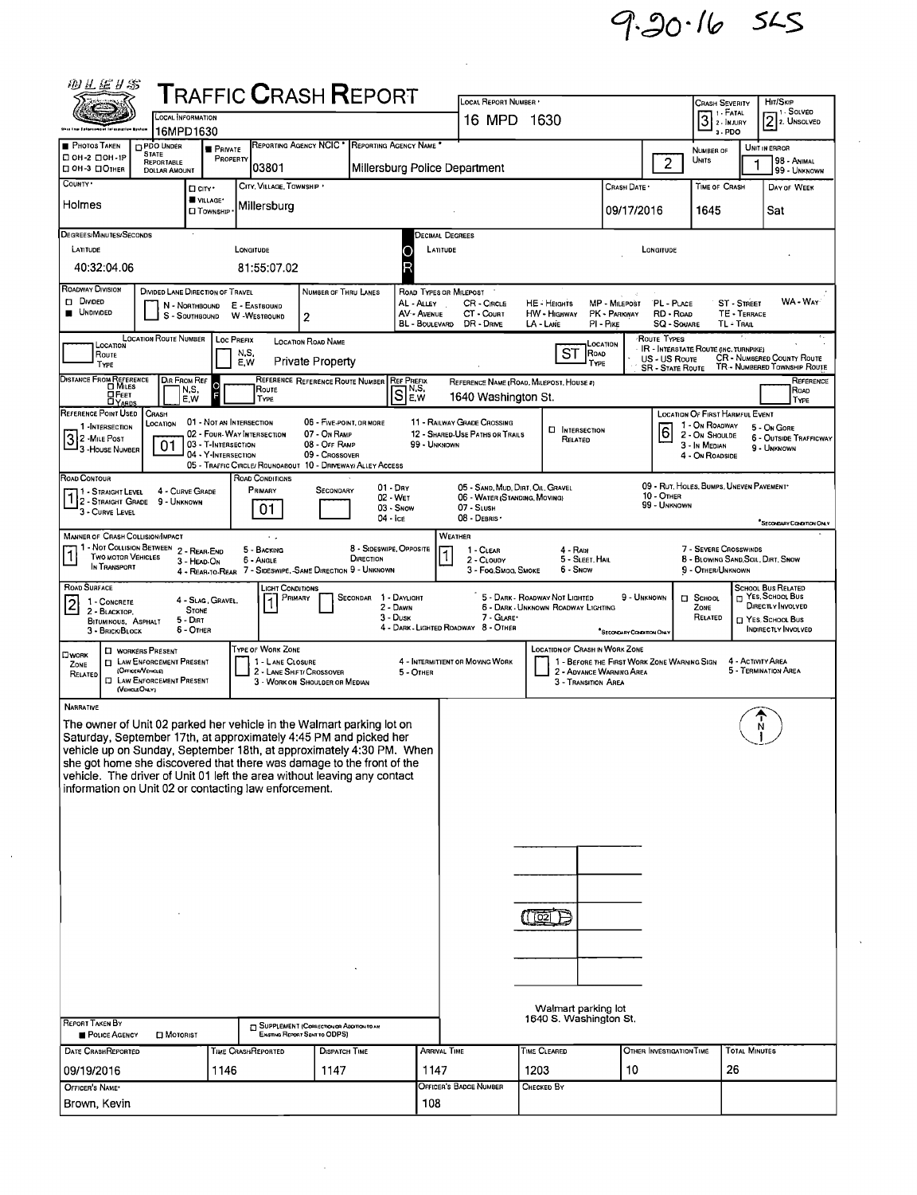9-20-16 SLS

# TRAFFIC CRASH REPORT

| Field | Value |
|---|---|
| Local Information | 16MPD1630 |
| Local Report Number | 16 MPD 1630 |
| Crash Severity | 3 (1 - Fatal, 2 - Injury, 3 - PDO) |
| Hit/Skip | 2 (1 - Solved, 2 - Unsolved) |
| Reporting Agency NCIC | 03801 |
| Reporting Agency Name | Millersburg Police Department |
| Private Property | Yes |
| Number of Units | 2 |
| Unit in Error | 1 (98 - Animal, 99 - Unknown) |
| County | Holmes |
| City, Village, Township | Village - Millersburg |
| Crash Date | 09/17/2016 |
| Time of Crash | 1645 |
| Day of Week | Sat |

## Degrees/Minutes/Seconds

| Latitude | Longitude |
|---|---|
| 40:32:04.06 | 81:55:07.02 |

## Roadway

| Field | Value |
|---|---|
| Roadway Division | Undivided |
| Number of Thru Lanes | 2 |
| Location Road Name | Private Property |
| Location Road Type | ST |
| Distance From Reference | |
| Reference Route Number / Ref Prefix | S |
| Reference Name (Road, Milepost, House #) | 1640 Washington St. |
| Reference Point Used | 3 (3 - House Number) |
| Crash Location | 01 (01 - Not an Intersection) |
| Location of First Harmful Event | 6 (6 - Outside Trafficway) |
| Road Contour | 1 (1 - Straight Level) |
| Road Conditions Primary | 01 (01 - Dry) |
| Manner of Crash Collision/Impact | 1 (1 - Not Collision Between Two Motor Vehicles in Transport) |
| Weather | 1 (1 - Clear) |
| Road Surface | 2 (2 - Blacktop, Bituminous, Asphalt) |
| Light Conditions Primary | 1 (1 - Daylight) |

## Narrative

The owner of Unit 02 parked her vehicle in the Walmart parking lot on Saturday, September 17th, at approximately 4:45 PM and picked her vehicle up on Sunday, September 18th, at approximately 4:30 PM. When she got home she discovered that there was damage to the front of the vehicle. The driver of Unit 01 left the area without leaving any contact information on Unit 02 or contacting law enforcement.

Diagram: 02 — Walmart parking lot, 1640 S. Washington St.

## Report Taken By

Police Agency

| Date Crash Reported | Time Crash Reported | Dispatch Time | Arrival Time | Time Cleared | Other Investigation Time | Total Minutes |
|---|---|---|---|---|---|---|
| 09/19/2016 | 1146 | 1147 | 1147 | 1203 | 10 | 26 |

| Officer's Name | Officer's Badge Number | Checked By |
|---|---|---|
| Brown, Kevin | 108 | |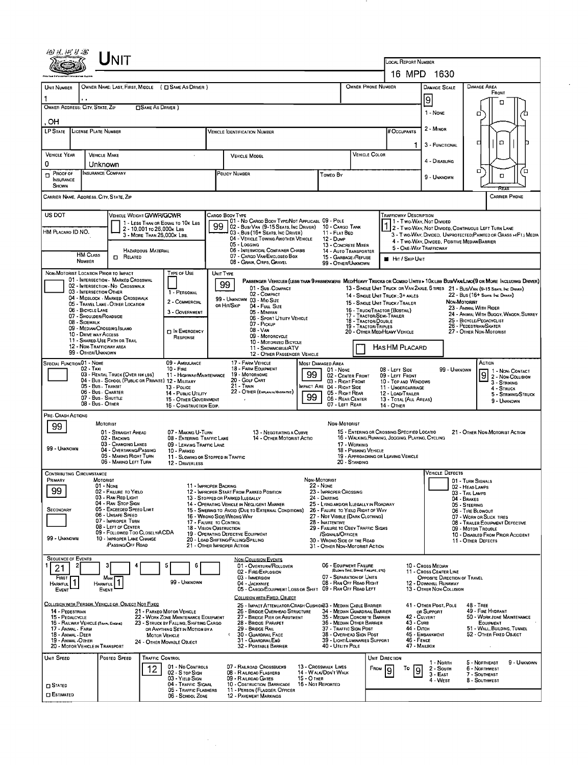# UNIT

**LOCAL REPORT NUMBER:** 16 MPD 1630

| UNIT NUMBER | OWNER NAME: LAST, FIRST, MIDDLE ( ☐ SAME AS DRIVER ) | OWNER PHONE NUMBER | DAMAGE SCALE | DAMAGE AREA |
|---|---|---|---|---|
| 1 | , , | | 9 | FRONT |

OWNER ADDRESS: CITY, STATE, ZIP ☐ SAME AS DRIVER )
, OH

DAMAGE SCALE: 1 - NONE; 2 - MINOR; 3 - FUNCTIONAL; 4 - DISABLING; 9 - UNKNOWN

| LP STATE | LICENSE PLATE NUMBER | VEHICLE IDENTIFICATION NUMBER | # OCCUPANTS |
|---|---|---|---|
| | | | 1 |

| VEHICLE YEAR | VEHICLE MAKE | VEHICLE MODEL | VEHICLE COLOR |
|---|---|---|---|
| 0 | Unknown | | |

☐ PROOF OF INSURANCE SHOWN | INSURANCE COMPANY | POLICY NUMBER | TOWED BY

CARRIER NAME, ADDRESS, CITY, STATE, ZIP | CARRIER PHONE

US DOT | VEHICLE WEIGHT GVWR/GCWR: 1 - LESS THAN OR EQUAL TO 10K LBS; 2 - 10,001 TO 26,000K LBS; 3 - MORE THAN 26,000K LBS.

HM PLACARD ID NO. | HM CLASS NUMBER | HAZARDOUS MATERIAL ☐ RELATED

CARGO BODY TYPE: **99**
01 - NO CARGO BODY TYPE/NOT APPLICABLE; 02 - BUS/VAN (9-15 SEATS, INC DRIVER); 03 - BUS (16+ SEATS, INC DRIVER); 04 - VEHICLE TOWING ANOTHER VEHICLE; 05 - LOGGING; 06 - INTERMODAL CONTAINER CHASIS; 07 - CARGO VAN/ENCLOSED BOX; 08 - GRAIN, CHIPS, GRAVEL; 09 - POLE; 10 - CARGO TANK; 11 - FLAT BED; 12 - DUMP; 13 - CONCRETE MIXER; 14 - AUTO TRANSPORTER; 15 - GARBAGE/REFUSE; 99 - OTHER/UNKNOWN

TRAFFICWAY DESCRIPTION: **1**
1 - TWO-WAY, NOT DIVIDED; 2 - TWO-WAY, NOT DIVIDED, CONTINUOUS LEFT TURN LANE; 3 - TWO-WAY, DIVIDED, UNPROTECTED(PAINTED OR GRASS >4FT.) MEDIA; 4 - TWO-WAY, DIVIDED, POSITIVE MEDIAN BARRIER; 5 - ONE-WAY TRAFFICWAY
■ HIT / SKIP UNIT

NON-MOTORIST LOCATION PRIOR TO IMPACT: 01 - INTERSECTION - MARKED CROSSWAL; 02 - INTERSECTION - NO CROSSWALK; 03 - INTERSECTION OTHER; 04 - MIDBLOCK - MARKED CROSSWALK; 05 - TRAVEL LANE - OTHER LOCATION; 06 - BICYCLE LANE; 07 - SHOULDER/ROADSIDE; 08 - SIDEWALK; 09 - MEDIAN/CROSSING ISLAND; 10 - DRIVE WAY ACCESS; 11 - SHARED-USE PATH OR TRAIL; 12 - NON-TRAFFICWAY AREA; 99 - OTHER/UNKNOWN

TYPE OF USE: 1 - PERSONAL; 2 - COMMERCIAL; 3 - GOVERNMENT; ☐ IN EMERGENCY RESPONSE

UNIT TYPE: **99**
PASSENGER VEHICLES (LESS THAN 9 PASSENGERS): 01 - SUB-COMPACT; 02 - COMPACT; 99 - UNKNOWN 03 - MID SIZE OR HIT/SKIP; 04 - FULL SIZE; 05 - MINIVAN; 06 - SPORT UTILITY VEHICLE; 07 - PICKUP; 08 - VAN; 09 - MOTORCYCLE; 10 - MOTORIZED BICYCLE; 11 - SNOWMOBILE/ATV; 12 - OTHER PASSENGER VEHICLE
MED/HEAVY TRUCKS OR COMBO UNITS > 10K LBS: 13 - SINGLE UNIT TRUCK OR VAN 2AXLE, 6 TIRES; 14 - SINGLE UNIT TRUCK; 3+ AXLES; 15 - SINGLE UNIT TRUCK / TRAILER; 16 - TRUCK/TRACTOR (BOBTAIL); 17 - TRACTOR/SEMI-TRAILER; 18 - TRACTOR/DOUBLE; 19 - TRACTOR/TRIPLES; 20 - OTHER MED/HEAVY VEHICLE
BUS/VAN/LIMO(9 OR MORE INCLUDING DRIVER): 21 - BUS/VAN (9-15 SEATS, INC DRIVER); 22 - BUS (16+ SEATS, INC DRIVER)
NON-MOTORIST: 23 - ANIMAL WITH RIDER; 24 - ANIMAL WITH BUGGY, WAGON, SURREY; 25 - BICYCLE/PEDACYCLIST; 26 - PEDESTRIAN/SKATER; 27 - OTHER NON-MOTORIST
☐ HAS HM PLACARD

SPECIAL FUNCTION: 01 - NONE; 02 - TAXI; 03 - RENTAL TRUCK (OVER 10K LBS); 04 - BUS - SCHOOL (PUBLIC OR PRIVATE); 05 - BUS - TRANSIT; 06 - BUS - CHARTER; 07 - BUS - SHUTTLE; 08 - BUS - OTHER; 09 - AMBULANCE; 10 - FIRE; 11 - HIGHWAY/MAINTENANCE; 12 - MILITARY; 13 - POLICE; 14 - PUBLIC UTILITY; 15 - OTHER GOVERNMENT; 16 - CONSTRUCTION EQIP.; 17 - FARM VEHICLE; 18 - FARM EQUIPMENT; 19 - MOTORHOME; 20 - GOLF CART; 21 - TRAIN; 22 - OTHER (EXPLAIN IN NARRATIVE)

MOST DAMAGED AREA: **99**; IMPACT ARE: **99**
01 - NONE; 02 - CENTER FRONT; 03 - RIGHT FRONT; 04 - RIGHT SIDE; 05 - RIGHT REAR; 06 - REAR CENTER; 07 - LEFT REAR; 08 - LEFT SIDE; 09 - LEFT FRONT; 10 - TOP AND WINDOWS; 11 - UNDERCARRIAGE; 12 - LOAD/TRAILER; 13 - TOTAL (ALL AREAS); 14 - OTHER; 99 - UNKNOWN

ACTION: **9**
1 - NON-CONTACT; 2 - NON-COLLISION; 3 - STRIKING; 4 - STRUCK; 5 - STRIKING/STRUCK; 9 - UNKNOWN

PRE-CRASH ACTIONS: **99**
MOTORIST: 01 - STRAIGHT AHEAD; 02 - BACKING; 03 - CHANGING LANES; 04 - OVERTAKING/PASSING; 05 - MAKING RIGHT TURN; 06 - MAKING LEFT TURN; 07 - MAKING U-TURN; 08 - ENTERING TRAFFIC LANE; 09 - LEAVING TRAFFIC LANE; 10 - PARKED; 11 - SLOWING OR STOPPED IN TRAFFIC; 12 - DRIVERLESS; 13 - NEGOTIATING A CURVE; 14 - OTHER MOTORIST ACTIO
NON-MOTORIST: 15 - ENTERING OR CROSSING SPECIFIED LOCATIO; 16 - WALKING,RUNNING, JOGGING, PLAYING, CYCLING; 17 - WORKING; 18 - PUSHING VEHICLE; 19 - APPROACHING OR LEAVING VEHICLE; 20 - STANDING; 21 - OTHER NON-MOTORIST ACTION
99 - UNKNOWN

CONTRIBUTING CIRCUMSTANCE
PRIMARY: **99**; SECONDARY: ; 99 - UNKNOWN
MOTORIST: 01 - NONE; 02 - FAILURE TO YIELD; 03 - RAN RED LIGHT; 04 - RAN STOP SIGN; 05 - EXCEEDED SPEED LIMIT; 06 - UNSAFE SPEED; 07 - IMPROPER TURN; 08 - LEFT OF CENTER; 09 - FOLLOWED TOO CLOSELY/ACDA; 10 - IMPROPER LANE CHANGE/PASSING/OFF ROAD; 11 - IMPROPER BACKING; 12 - IMPROPER START FROM PARKED POSITION; 13 - STOPPED OR PARKED ILLEGALLY; 14 - OPERATING VEHICLE IN NEGLIGENT MANNER; 15 - SWERING TO AVOID (DUE TO EXTERNAL CONDITIONS); 16 - WRONG SIDE/WRONG WAY; 17 - FALURE TO CONTROL; 18 - VISION OBSTRUCTION; 19 - OPERATING DEFECTIVE EQUIPMENT; 20 - LOAD SHIFTING/FALLING/SPILLING; 21 - OTHER IMPROPER ACTION
NON-MOTORIST: 22 - NONE; 23 - IMPROPER CROSSING; 24 - DARTING; 25 - LYING AND/OR ILLEGALLY IN ROADWAY; 26 - FALURE TO YIELD RIGHT OF WAY; 27 - NOT VISIBLE (DARK CLOTHING); 28 - INATTENTIVE; 29 - FAILURE TO OBEY TRAFFIC SIGNS/SIGNALS/OFFICER; 30 - WRONG SIDE OF THE ROAD; 31 - OTHER NON-MOTORIST ACTION
VEHICLE DEFECTS: 01 - TURN SIGNALS; 02 - HEAD LAMPS; 03 - TAIL LAMPS; 04 - BRAKES; 05 - STEERING; 06 - TIRE BLOWOUT; 07 - WORN OR SLICK TIRES; 08 - TRAILER EQUIPMENT DEFECTIVE; 09 - MOTOR TROUBLE; 10 - DISABLED FROM PRIOR ACCIDENT; 11 - OTHER DEFECTS

SEQUENCE OF EVENTS: 1: **21**; 2: ; 3: ; 4: ; 5: ; 6:
FIRST HARMFUL EVENT: **1**; MOST HARMFUL EVENT: **1**; 99 - UNKNOWN

NON-COLLISION EVENTS: 01 - OVERTURN/ROLLOVER; 02 - FIRE/EXPLOSION; 03 - IMMERSION; 04 - JACKKNIFE; 05 - CARGO/EQUIPMENT LOSS OR SHIFT; 06 - EQUIPMENT FAILURE (BLOWN TIRE, BRAKE FAILURE, ETC); 07 - SEPARATION OF UNITS; 08 - RAN OFF ROAD RIGHT; 09 - RAN OFF ROAD LEFT; 10 - CROSS MEDIAN; 11 - CROSS CENTER LINE OPPOSITE DIRECTION OF TRAVEL; 12 - DOWNHILL RUNAWAY; 13 - OTHER NON-COLLISION

COLLISION WITH PERSON, VEHICLE OR OBJECT NOT FIXED: 14 - PEDESTRIAN; 15 - PEDALCYCLE; 16 - RAILWAY VEHICLE (TRAIN, ENGINE); 17 - ANIMAL - FARM; 18 - ANIMAL - DEER; 19 - ANIMAL - OTHER; 20 - MOTOR VEHICLE IN TRANSPORT; 21 - PARKED MOTOR VEHICLE; 22 - WORK ZONE MAINTENANCE EQUIPMENT; 23 - STRUCK BY FALLING, SHIFTING CARGO OR ANYTHING SET IN MOTION BY A MOTOR VEHICLE; 24 - OTHER MOVABLE OBJECT

COLLISION WITH FIXED, OBJECT: 25 - IMPACT ATTENUATOR/CRASH CUSHION; 26 - BRIDGE OVERHEAD STRUCTURE; 27 - BRIDGE PIER OR ABUTMENT; 28 - BRIDGE PARAPET; 29 - BRIDGE RAIL; 30 - GUARDRAIL FACE; 31 - GUARDRAIL END; 32 - PORTABLE BARRIER; 33 - MEDIAN CABLE BARRIER; 34 - MEDIAN GUARDRAIL BARRIER; 35 - MEDIAN CONCRETE BARRIER; 36 - MEDIAN OTHER BARRIER; 37 - TRAFFIC SIGN POST; 38 - OVERHEAD SIGN POST; 39 - LIGHT/LUMINARIES SUPPORT; 40 - UTILITY POLE; 41 - OTHER POST, POLE OR SUPPORT; 42 - CULVERT; 43 - CURB; 44 - DITCH; 45 - EMBANKMENT; 46 - FENCE; 47 - MAILBOX; 48 - TREE; 49 - FIRE HYDRANT; 50 - WORK ZONE MAINTENANCE EQUIPMENT; 51 - WALL, BUILDING, TUNNEL; 52 - OTHER FIXED OBJECT

| UNIT SPEED | POSTED SPEED | TRAFFIC CONTROL | UNIT DIRECTION |
|---|---|---|---|
| | | 12 | FROM 9 TO 9 |

☐ STATED ☐ ESTIMATED

TRAFFIC CONTROL: 01 - NO CONTROLS; 02 - STOP SIGN; 03 - YIELD SIGN; 04 - TRAFFIC SIGNAL; 05 - TRAFFIC FLASHERS; 06 - SCHOOL ZONE; 07 - RAILROAD CROSSBUCKS; 08 - RAILROAD FLASHERS; 09 - RAILROAD GATES; 10 - COSTRUCTION BARRICADE; 11 - PERSON (FLAGGER, OFFICER); 12 - PAVEMENT MARKINGS; 13 - CROSSWALK LINES; 14 - WALK/DON'T WALK; 15 - OTHER; 16 - NOT REPORTED

UNIT DIRECTION: 1 - NORTH; 2 - SOUTH; 3 - EAST; 4 - WEST; 5 - NORTHEAST; 6 - NORTHWEST; 7 - SOUTHEAST; 8 - SOUTHWEST; 9 - UNKNOWN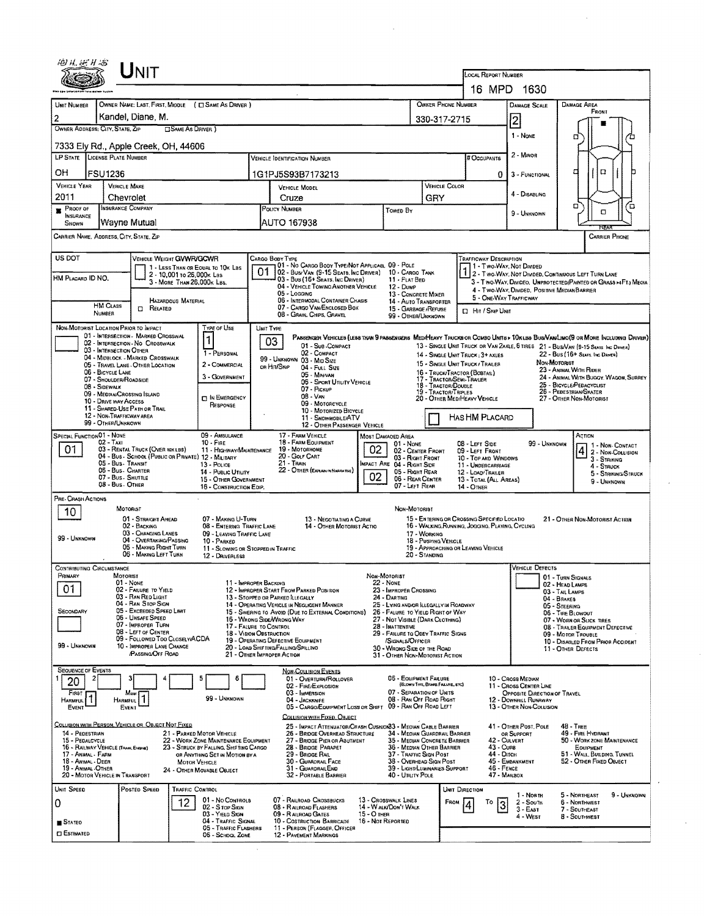# UNIT

**LOCAL REPORT NUMBER:** 16 MPD 1630

| UNIT NUMBER | OWNER NAME: LAST, FIRST, MIDDLE ( ☐ SAME AS DRIVER ) | OWNER PHONE NUMBER | DAMAGE SCALE | DAMAGE AREA |
|---|---|---|---|---|
| 2 | Kandel, Diane, M. | 330-317-2715 | 2 | FRONT |

**OWNER ADDRESS: CITY, STATE, ZIP** ☐ SAME AS DRIVER )
7333 Ely Rd., Apple Creek, OH, 44606

DAMAGE SCALE: 1 - NONE; 2 - MINOR; 3 - FUNCTIONAL; 4 - DISABLING; 9 - UNKNOWN

| LP STATE | LICENSE PLATE NUMBER | VEHICLE IDENTIFICATION NUMBER | # OCCUPANTS |
|---|---|---|---|
| OH | FSU1236 | 1G1PJ5S93B7173213 | 0 |

| VEHICLE YEAR | VEHICLE MAKE | VEHICLE MODEL | VEHICLE COLOR |
|---|---|---|---|
| 2011 | Chevrolet | Cruze | GRY |

| PROOF OF INSURANCE SHOWN | INSURANCE COMPANY | POLICY NUMBER | TOWED BY |
|---|---|---|---|
| ■ | Wayne Mutual | AUTO 167938 | |

CARRIER NAME, ADDRESS, CITY, STATE, ZIP — CARRIER PHONE

US DOT — HM PLACARD ID NO. — HM CLASS NUMBER — ☐ RELATED HAZARDOUS MATERIAL

VEHICLE WEIGHT GVWR/GCWR: 1 - LESS THAN OR EQUAL TO 10K LBS; 2 - 10,001 TO 26,000K LBS; 3 - MORE THAN 26,000K LBS.

CARGO BODY TYPE: **01** — 01 - NO CARGO BODY TYPE/NOT APPLICABLE; 02 - BUS/VAN (9-15 SEATS, INC DRIVER); 03 - BUS (16+ SEATS, INC DRIVER); 04 - VEHICLE TOWING ANOTHER VEHICLE; 05 - LOGGING; 06 - INTERMODAL CONTAINER CHASIS; 07 - CARGO VAN/ENCLOSED BOX; 08 - GRAIN, CHIPS, GRAVEL; 09 - POLE; 10 - CARGO TANK; 11 - FLAT BED; 12 - DUMP; 13 - CONCRETE MIXER; 14 - AUTO TRANSPORTER; 15 - GARBAGE /REFUSE; 99 - OTHER/UNKNOWN

TRAFFICWAY DESCRIPTION: **1** — 1 - TWO-WAY, NOT DIVIDED; 2 - TWO-WAY, NOT DIVIDED, CONTINUOUS LEFT TURN LANE; 3 - TWO-WAY, DIVIDED, UNPROTECTED (PAINTED OR GRASS >4FT.) MEDIA; 4 - TWO-WAY, DIVIDED, POSITIVE MEDIAN BARRIER; 5 - ONE-WAY TRAFFICWAY; ☐ HIT / SKIP UNIT

NON-MOTORIST LOCATION PRIOR TO IMPACT: 01 - INTERSECTION - MARKED CROSSWAL; 02 - INTERSECTION - NO CROSSWALK; 03 - INTERSECTION OTHER; 04 - MIDBLOCK - MARKED CROSSWALK; 05 - TRAVEL LANE - OTHER LOCATION; 06 - BICYCLE LANE; 07 - SHOULDER/ROADSIDE; 08 - SIDEWALK; 09 - MEDIAN/CROSSING ISLAND; 10 - DRIVE WAY ACCESS; 11 - SHARED-USE PATH OR TRAIL; 12 - NON-TRAFFICWAY AREA; 99 - OTHER/UNKNOWN

TYPE OF USE: **1** — 1 - PERSONAL; 2 - COMMERCIAL; 3 - GOVERNMENT; ☐ IN EMERGENCY RESPONSE

UNIT TYPE: **03** — PASSENGER VEHICLES (LESS THAN 9 PASSENGERS MED/HEAVY TRUCKS OR COMBO UNITS > 10K LBS BUS/VAN/LIMO (9 OR MORE INCLUDING DRIVER): 01 - SUB-COMPACT; 02 - COMPACT; 99 - UNKNOWN 03 - MID SIZE; OR HIT/SKIP 04 - FULL SIZE; 05 - MINIVAN; 06 - SPORT UTILITY VEHICLE; 07 - PICKUP; 08 - VAN; 09 - MOTORCYCLE; 10 - MOTORIZED BICYCLE; 11 - SNOWMOBILE/ATV; 12 - OTHER PASSENGER VEHICLE; 13 - SINGLE UNIT TRUCK OR VAN 2AXLE, 6 TIRES; 14 - SINGLE UNIT TRUCK: 3+ AXLES; 15 - SINGLE UNIT TRUCK / TRAILER; 16 - TRUCK/TRACTOR (BOBTAIL); 17 - TRACTOR/SEMI-TRAILER; 18 - TRACTOR/DOUBLE; 19 - TRACTOR/TRIPLES; 20 - OTHER MED/HEAVY VEHICLE; 21 - BUS/VAN (9-15 SEATS, INC DRIVER); 22 - BUS (16+ SEATS, INC DRIVER); NON-MOTORIST: 23 - ANIMAL WITH RIDER; 24 - ANIMAL WITH BUGGY, WAGON, SURREY; 25 - BICYCLE/PEDACYCLIST; 26 - PEDESTRIAN/SKATER; 27 - OTHER NON-MOTORIST; ☐ HAS HM PLACARD

SPECIAL FUNCTION: **01** — 01 - NONE; 02 - TAXI; 03 - RENTAL TRUCK (OVER 10K LBS); 04 - BUS - SCHOOL (PUBLIC OR PRIVATE); 05 - BUS - TRANSIT; 06 - BUS - CHARTER; 07 - BUS - SHUTTLE; 08 - BUS - OTHER; 09 - AMBULANCE; 10 - FIRE; 11 - HIGHWAY/MAINTENANCE; 12 - MILITARY; 13 - POLICE; 14 - PUBLIC UTILITY; 15 - OTHER GOVERNMENT; 16 - CONSTRUCTION EQIP.; 17 - FARM VEHICLE; 18 - FARM EQUIPMENT; 19 - MOTORHOME; 20 - GOLF CART; 21 - TRAIN; 22 - OTHER (EXPLAIN IN NARRATIVE)

MOST DAMAGED AREA: **02**; IMPACT ARE: **02** — 01 - NONE; 02 - CENTER FRONT; 03 - RIGHT FRONT; 04 - RIGHT SIDE; 05 - RIGHT REAR; 06 - REAR CENTER; 07 - LEFT REAR; 08 - LEFT SIDE; 09 - LEFT FRONT; 10 - TOP AND WINDOWS; 11 - UNDERCARRIAGE; 12 - LOAD/TRAILER; 13 - TOTAL (ALL AREAS); 14 - OTHER; 99 - UNKNOWN

ACTION: **4** — 1 - NON-CONTACT; 2 - NON-COLLISION; 3 - STRIKING; 4 - STRUCK; 5 - STRIKING/STRUCK; 9 - UNKNOWN

PRE-CRASH ACTIONS: **10** — MOTORIST: 01 - STRAIGHT AHEAD; 02 - BACKING; 03 - CHANGING LANES; 04 - OVERTAKING/PASSING; 05 - MAKING RIGHT TURN; 06 - MAKING LEFT TURN; 07 - MAKING U-TURN; 08 - ENTERING TRAFFIC LANE; 09 - LEAVING TRAFFIC LANE; 10 - PARKED; 11 - SLOWING OR STOPPED IN TRAFFIC; 12 - DRIVERLESS; 13 - NEGOTIATING A CURVE; 14 - OTHER MOTORIST ACTIO; 99 - UNKNOWN. NON-MOTORIST: 15 - ENTERING OR CROSSING SPECIFIED LOCATIO; 16 - WALKING, RUNNING, JOGGING, PLAYING, CYCLING; 17 - WORKING; 18 - PUSHING VEHICLE; 19 - APPROACHING OR LEAVING VEHICLE; 20 - STANDING; 21 - OTHER NON-MOTORIST ACTION

CONTRIBUTING CIRCUMSTANCE: PRIMARY **01**; SECONDARY (blank) — MOTORIST: 01 - NONE; 02 - FAILURE TO YIELD; 03 - RAN RED LIGHT; 04 - RAN STOP SIGN; 05 - EXCEEDED SPEED LIMIT; 06 - UNSAFE SPEED; 07 - IMPROPER TURN; 08 - LEFT OF CENTER; 09 - FOLLOWED TOO CLOSELY/ACDA; 10 - IMPROPER LANE CHANGE /PASSING/OFF ROAD; 11 - IMPROPER BACKING; 12 - IMPROPER START FROM PARKED POSITION; 13 - STOPPED OR PARKED ILLEGALLY; 14 - OPERATING VEHICLE IN NEGLIGENT MANNER; 15 - SWERING TO AVOID (DUE TO EXTERNAL CONDITIONS); 16 - WRONG SIDE/WRONG WAY; 17 - FAILURE TO CONTROL; 18 - VISION OBSTRUCTION; 19 - OPERATING DEFECTIVE EQUIPMENT; 20 - LOAD SHIFTING/FALLING/SPILLING; 21 - OTHER IMPROPER ACTION; 99 - UNKNOWN. NON-MOTORIST: 22 - NONE; 23 - IMPROPER CROSSING; 24 - DARTING; 25 - LYING AND/OR ILLEGALLY IN ROADWAY; 26 - FALURE TO YIELD RIGHT OF WAY; 27 - NOT VISIBLE (DARK CLOTHING); 28 - INATTENTIVE; 29 - FAILURE TO OBEY TRAFFIC SIGNS /SIGNALS/OFFICER; 30 - WRONG SIDE OF THE ROAD; 31 - OTHER NON-MOTORIST ACTION

VEHICLE DEFECTS: 01 - TURN SIGNALS; 02 - HEAD LAMPS; 03 - TAIL LAMPS; 04 - BRAKES; 05 - STEERING; 06 - TIRE BLOWOUT; 07 - WORN OR SLICK TIRES; 08 - TRAILER EQUIPMENT DEFECTIVE; 09 - MOTOR TROUBLE; 10 - DISABLED FROM PRIOR ACCIDENT; 11 - OTHER DEFECTS

SEQUENCE OF EVENTS: 1: **20**; 2–6: (blank); FIRST HARMFUL EVENT: **1**; MOST HARMFUL EVENT: **1**; 99 - UNKNOWN

NON-COLLISION EVENTS: 01 - OVERTURN/ROLLOVER; 02 - FIRE/EXPLOSION; 03 - IMMERSION; 04 - JACKKNIFE; 05 - CARGO/EQUIPMENT LOSS OR SHIFT; 06 - EQUIPMENT FAILURE (BLOWN TIRE, BRAKE FAILURE, ETC); 07 - SEPARATION OF UNITS; 08 - RAN OFF ROAD RIGHT; 09 - RAN OFF ROAD LEFT; 10 - CROSS MEDIAN; 11 - CROSS CENTER LINE OPPOSITE DIRECTION OF TRAVEL; 12 - DOWNHILL RUNAWAY; 13 - OTHER NON-COLLISION

COLLISION WITH PERSON, VEHICLE OR OBJECT NOT FIXED: 14 - PEDESTRIAN; 15 - PEDALCYCLE; 16 - RAILWAY VEHICLE (TRAIN, ENGINE); 17 - ANIMAL - FARM; 18 - ANIMAL - DEER; 19 - ANIMAL - OTHER; 20 - MOTOR VEHICLE IN TRANSPORT; 21 - PARKED MOTOR VEHICLE; 22 - WORK ZONE MAINTENANCE EQUIPMENT; 23 - STRUCK BY FALLING, SHIFTING CARGO OR ANYTHING SET IN MOTION BY A MOTOR VEHICLE; 24 - OTHER MOVABLE OBJECT

COLLISION WITH FIXED, OBJECT: 25 - IMPACT ATTENUATOR/CRASH CUSHION; 26 - BRIDGE OVERHEAD STRUCTURE; 27 - BRIDGE PIER OR ABUTMENT; 28 - BRIDGE PARAPET; 29 - BRIDGE RAIL; 30 - GUARDRAIL FACE; 31 - GUARDRAIL END; 32 - PORTABLE BARRIER; 33 - MEDIAN CABLE BARRIER; 34 - MEDIAN GUARDRAIL BARRIER; 35 - MEDIAN CONCRETE BARRIER; 36 - MEDIAN OTHER BARRIER; 37 - TRAFFIC SIGN POST; 38 - OVERHEAD SIGN POST; 39 - LIGHT/LUMINARIES SUPPORT; 40 - UTILITY POLE; 41 - OTHER POST, POLE OR SUPPORT; 42 - CULVERT; 43 - CURB; 44 - DITCH; 45 - EMBANKMENT; 46 - FENCE; 47 - MAILBOX; 48 - TREE; 49 - FIRE HYDRANT; 50 - WORK ZONE MAINTENANCE EQUIPMENT; 51 - WALL, BUILDING, TUNNEL; 52 - OTHER FIXED OBJECT

| UNIT SPEED | POSTED SPEED | TRAFFIC CONTROL | UNIT DIRECTION |
|---|---|---|---|
| 0 | 12 | | FROM 4 TO 3 |

■ STATED ☐ ESTIMATED

TRAFFIC CONTROL: 01 - NO CONTROLS; 02 - STOP SIGN; 03 - YIELD SIGN; 04 - TRAFFIC SIGNAL; 05 - TRAFFIC FLASHERS; 06 - SCHOOL ZONE; 07 - RAILROAD CROSSBUCKS; 08 - RAILROAD FLASHERS; 09 - RAILROAD GATES; 10 - COSTRUCTION BARRICADE; 11 - PERSON (FLAGGER, OFFICER); 12 - PAVEMENT MARKINGS; 13 - CROSSWALK LINES; 14 - WALK/DON'T WALK; 15 - OTHER; 16 - NOT REPORTED

UNIT DIRECTION: 1 - NORTH; 2 - SOUTH; 3 - EAST; 4 - WEST; 5 - NORTHEAST; 6 - NORTHWEST; 7 - SOUTHEAST; 8 - SOUTHWEST; 9 - UNKNOWN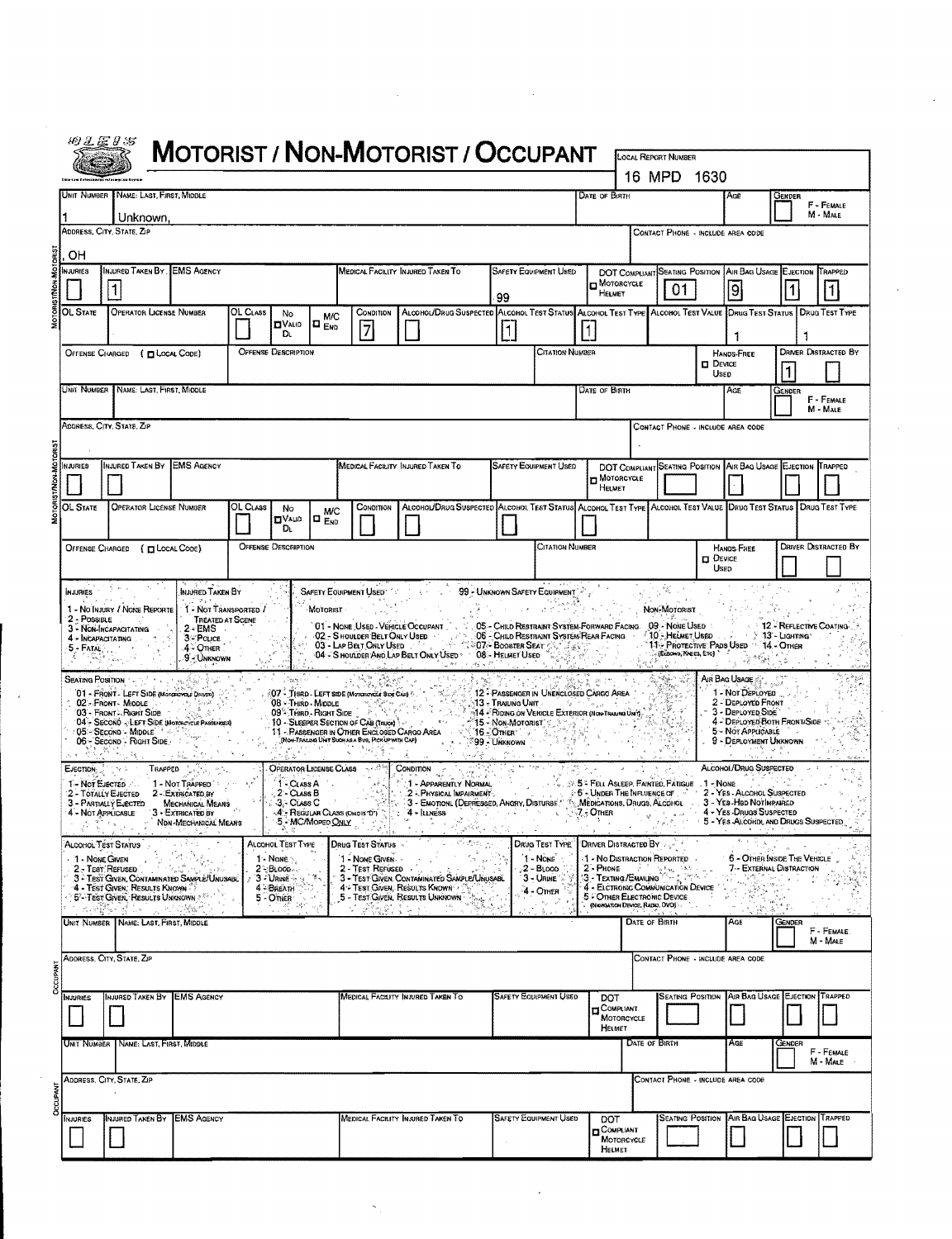# MOTORIST / NON-MOTORIST / OCCUPANT

**LOCAL REPORT NUMBER:** 16 MPD 1630

## MOTORIST/NON-MOTORIST

| UNIT NUMBER | NAME: LAST, FIRST, MIDDLE | DATE OF BIRTH | AGE | GENDER (F - FEMALE, M - MALE) |
|---|---|---|---|---|
| 1 | Unknown, | | | |

| ADDRESS, CITY, STATE, ZIP | CONTACT PHONE - INCLUDE AREA CODE |
|---|---|
| , OH | |

| INJURIES | INJURED TAKEN BY | EMS AGENCY | MEDICAL FACILITY INJURED TAKEN TO | SAFETY EQUIPMENT USED | DOT COMPLIANT MOTORCYCLE HELMET | SEATING POSITION | AIR BAG USAGE | EJECTION | TRAPPED |
|---|---|---|---|---|---|---|---|---|---|
| | 1 | | | 99 | | 01 | 9 | 1 | 1 |

| OL STATE | OPERATOR LICENSE NUMBER | OL CLASS | NO VALID DL | M/C END | CONDITION | ALCOHOL/DRUG SUSPECTED | ALCOHOL TEST STATUS | ALCOHOL TEST TYPE | ALCOHOL TEST VALUE | DRUG TEST STATUS | DRUG TEST TYPE |
|---|---|---|---|---|---|---|---|---|---|---|---|
| | | | | | 7 | | 1 | 1 | | 1 | 1 |

| OFFENSE CHARGED ( LOCAL CODE) | OFFENSE DESCRIPTION | CITATION NUMBER | HANDS-FREE DEVICE USED | DRIVER DISTRACTED BY |
|---|---|---|---|---|
| | | | | 1 |

## MOTORIST/NON-MOTORIST

| UNIT NUMBER | NAME: LAST, FIRST, MIDDLE | DATE OF BIRTH | AGE | GENDER (F - FEMALE, M - MALE) |
|---|---|---|---|---|
| | | | | |

| ADDRESS, CITY, STATE, ZIP | CONTACT PHONE - INCLUDE AREA CODE |
|---|---|
| | |

| INJURIES | INJURED TAKEN BY | EMS AGENCY | MEDICAL FACILITY INJURED TAKEN TO | SAFETY EQUIPMENT USED | DOT COMPLIANT MOTORCYCLE HELMET | SEATING POSITION | AIR BAG USAGE | EJECTION | TRAPPED |
|---|---|---|---|---|---|---|---|---|---|
| | | | | | | | | | |

| OL STATE | OPERATOR LICENSE NUMBER | OL CLASS | NO VALID DL | M/C END | CONDITION | ALCOHOL/DRUG SUSPECTED | ALCOHOL TEST STATUS | ALCOHOL TEST TYPE | ALCOHOL TEST VALUE | DRUG TEST STATUS | DRUG TEST TYPE |
|---|---|---|---|---|---|---|---|---|---|---|---|
| | | | | | | | | | | | |

| OFFENSE CHARGED ( LOCAL CODE) | OFFENSE DESCRIPTION | CITATION NUMBER | HANDS-FREE DEVICE USED | DRIVER DISTRACTED BY |
|---|---|---|---|---|
| | | | | |

## Codes

**INJURIES:** 1 - No Injury / None Reported; 2 - Possible; 3 - Non-Incapacitating; 4 - Incapacitating; 5 - Fatal

**INJURED TAKEN BY:** 1 - Not Transported / Treated at Scene; 2 - EMS; 3 - Police; 4 - Other; 9 - Unknown

**SAFETY EQUIPMENT USED:** 99 - Unknown Safety Equipment

Motorist: 01 - None Used - Vehicle Occupant; 02 - Shoulder Belt Only Used; 03 - Lap Belt Only Used; 04 - Shoulder and Lap Belt Only Used; 05 - Child Restraint System-Forward Facing; 06 - Child Restraint System-Rear Facing; 07 - Booster Seat; 08 - Helmet Used

Non-Motorist: 09 - None Used; 10 - Helmet Used; 11 - Protective Pads Used (Elbows, Knees, Etc); 12 - Reflective Coating; 13 - Lighting; 14 - Other

**SEATING POSITION:** 01 - Front - Left Side (Motorcycle Driver); 02 - Front - Middle; 03 - Front - Right Side; 04 - Second - Left Side (Motorcycle Passenger); 05 - Second - Middle; 06 - Second - Right Side; 07 - Third - Left Side (Motorcycle Side Car); 08 - Third - Middle; 09 - Third - Right Side; 10 - Sleeper Section of Cab (Truck); 11 - Passenger in Other Enclosed Cargo Area (Non-Trailing Unit Such as a Bus, Pick-up with Cap); 12 - Passenger in Unenclosed Cargo Area; 13 - Trailing Unit; 14 - Riding on Vehicle Exterior (Non-Trailing Unit); 15 - Non-Motorist; 16 - Other; 99 - Unknown

**AIR BAG USAGE:** 1 - Not Deployed; 2 - Deployed Front; 3 - Deployed Side; 4 - Deployed Both Front/Side; 5 - Not Applicable; 9 - Deployment Unknown

**EJECTION:** 1 - Not Ejected; 2 - Totally Ejected; 3 - Partially Ejected; 4 - Not Applicable

**TRAPPED:** 1 - Not Trapped; 2 - Extricated by Mechanical Means; 3 - Extricated by Non-Mechanical Means

**OPERATOR LICENSE CLASS:** 1 - Class A; 2 - Class B; 3 - Class C; 4 - Regular Class (Ohio is "D"); 5 - M/C Moped Only

**CONDITION:** 1 - Apparently Normal; 2 - Physical Impairment; 3 - Emotionl (Depressed, Angry, Disturbe); 4 - Illness; 5 - Fell Asleep, Fainted, Fatigue; 6 - Under the Influence of Medications, Drugs, Alcohol; 7 - Other

**ALCOHOL/DRUG SUSPECTED:** 1 - None; 2 - Yes - Alcohol Suspected; 3 - Yes - Hbd Not Impaired; 4 - Yes - Drugs Suspected; 5 - Yes - Alcohol and Drugs Suspected

**ALCOHOL TEST STATUS:** 1 - None Given; 2 - Test Refused; 3 - Test Given, Contaminated Sample/Unusabl; 4 - Test Given, Results Known; 5 - Test Given, Results Unknown

**ALCOHOL TEST TYPE:** 1 - None; 2 - Blood; 3 - Urine; 4 - Breath; 5 - Other

**DRUG TEST STATUS:** 1 - None Given; 2 - Test Refused; 3 - Test Given, Contaminated Sample/Unusabl; 4 - Test Given, Results Known; 5 - Test Given, Results Unknown

**DRUG TEST TYPE:** 1 - None; 2 - Blood; 3 - Urine; 4 - Other

**DRIVER DISTRACTED BY:** 1 - No Distraction Reported; 2 - Phone; 3 - Texting/Emailing; 4 - Electronic Communication Device; 5 - Other Electronic Device (Navigation Device, Radio, DVD); 6 - Other Inside the Vehicle; 7 - External Distraction

## OCCUPANT

| UNIT NUMBER | NAME: LAST, FIRST, MIDDLE | DATE OF BIRTH | AGE | GENDER (F - FEMALE, M - MALE) |
|---|---|---|---|---|
| | | | | |

| ADDRESS, CITY, STATE, ZIP | CONTACT PHONE - INCLUDE AREA CODE |
|---|---|
| | |

| INJURIES | INJURED TAKEN BY | EMS AGENCY | MEDICAL FACILITY INJURED TAKEN TO | SAFETY EQUIPMENT USED | DOT COMPLIANT MOTORCYCLE HELMET | SEATING POSITION | AIR BAG USAGE | EJECTION | TRAPPED |
|---|---|---|---|---|---|---|---|---|---|
| | | | | | | | | | |

## OCCUPANT

| UNIT NUMBER | NAME: LAST, FIRST, MIDDLE | DATE OF BIRTH | AGE | GENDER (F - FEMALE, M - MALE) |
|---|---|---|---|---|
| | | | | |

| ADDRESS, CITY, STATE, ZIP | CONTACT PHONE - INCLUDE AREA CODE |
|---|---|
| | |

| INJURIES | INJURED TAKEN BY | EMS AGENCY | MEDICAL FACILITY INJURED TAKEN TO | SAFETY EQUIPMENT USED | DOT COMPLIANT MOTORCYCLE HELMET | SEATING POSITION | AIR BAG USAGE | EJECTION | TRAPPED |
|---|---|---|---|---|---|---|---|---|---|
| | | | | | | | | | |